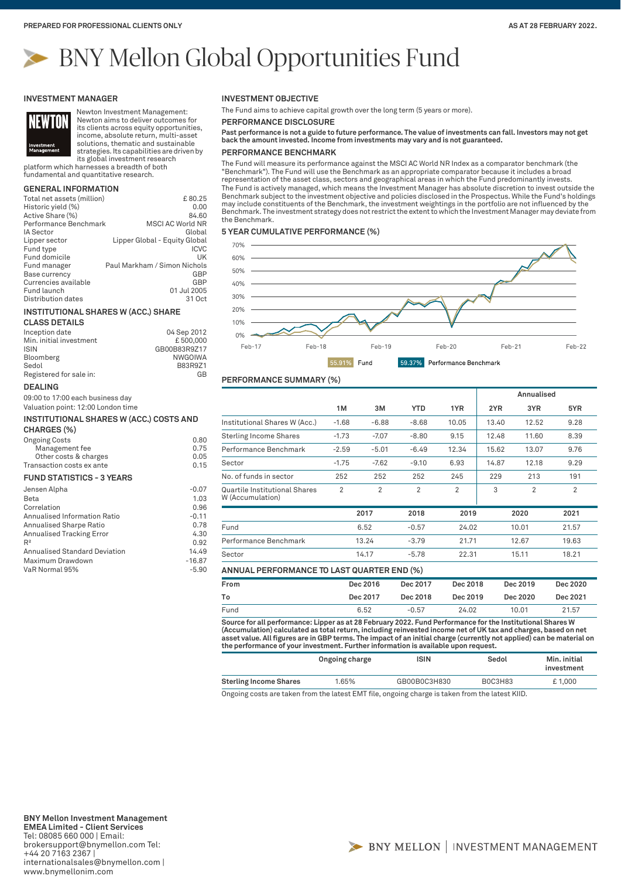PREPARED FOR PROFESSIONAL CLIENTS ONLY

AS AT 28 FEBRUARY 2022.

# BNY Mellon Global Opportunities Fund

## INVESTMENT MANAGER

Newton Investment Management: Newton aims to deliver outcomes for its clients across equity opportunities, income, absolute return, multi-asset solutions, thematic and sustainable strategies. Its capabilities are driven by its global investment research platform which harnesses a breadth of both fundamental and quantitative research.

## GENERAL INFORMATION

| | |
|---|---|
| Total net assets (million) | £ 80.25 |
| Historic yield (%) | 0.00 |
| Active Share (%) | 84.60 |
| Performance Benchmark | MSCI AC World NR |
| IA Sector | Global |
| Lipper sector | Lipper Global - Equity Global |
| Fund type | ICVC |
| Fund domicile | UK |
| Fund manager | Paul Markham / Simon Nichols |
| Base currency | GBP |
| Currencies available | GBP |
| Fund launch | 01 Jul 2005 |
| Distribution dates | 31 Oct |

## INSTITUTIONAL SHARES W (ACC.) SHARE CLASS DETAILS

| | |
|---|---|
| Inception date | 04 Sep 2012 |
| Min. initial investment | £ 500,000 |
| ISIN | GB00B83R9Z17 |
| Bloomberg | NWGOIWA |
| Sedol | B83R9Z1 |
| Registered for sale in: | GB |

## DEALING

09:00 to 17:00 each business day

Valuation point: 12:00 London time

## INSTITUTIONAL SHARES W (ACC.) COSTS AND CHARGES (%)

| | |
|---|---|
| Ongoing Costs | 0.80 |
| Management fee | 0.75 |
| Other costs & charges | 0.05 |
| Transaction costs ex ante | 0.15 |

## FUND STATISTICS - 3 YEARS

| | |
|---|---|
| Jensen Alpha | -0.07 |
| Beta | 1.03 |
| Correlation | 0.96 |
| Annualised Information Ratio | -0.11 |
| Annualised Sharpe Ratio | 0.78 |
| Annualised Tracking Error | 4.30 |
| $R^2$ | 0.92 |
| Annualised Standard Deviation | 14.49 |
| Maximum Drawdown | -16.87 |
| VaR Normal 95% | -5.90 |

## INVESTMENT OBJECTIVE

The Fund aims to achieve capital growth over the long term (5 years or more).

## PERFORMANCE DISCLOSURE

**Past performance is not a guide to future performance. The value of investments can fall. Investors may not get back the amount invested. Income from investments may vary and is not guaranteed.**

## PERFORMANCE BENCHMARK

The Fund will measure its performance against the MSCI AC World NR Index as a comparator benchmark (the "Benchmark"). The Fund will use the Benchmark as an appropriate comparator because it includes a broad representation of the asset class, sectors and geographical areas in which the Fund predominantly invests.

The Fund is actively managed, which means the Investment Manager has absolute discretion to invest outside the Benchmark subject to the investment objective and policies disclosed in the Prospectus. While the Fund's holdings may include constituents of the Benchmark, the investment weightings in the portfolio are not influenced by the Benchmark. The investment strategy does not restrict the extent to which the Investment Manager may deviate from the Benchmark.

## 5 YEAR CUMULATIVE PERFORMANCE (%)

55.91% Fund | 59.37% Performance Benchmark

## PERFORMANCE SUMMARY (%)

| | 1M | 3M | YTD | 1YR | Annualised 2YR | 3YR | 5YR |
|---|---|---|---|---|---|---|---|
| Institutional Shares W (Acc.) | -1.68 | -6.88 | -8.68 | 10.05 | 13.40 | 12.52 | 9.28 |
| Sterling Income Shares | -1.73 | -7.07 | -8.80 | 9.15 | 12.48 | 11.60 | 8.39 |
| Performance Benchmark | -2.59 | -5.01 | -6.49 | 12.34 | 15.62 | 13.07 | 9.76 |
| Sector | -1.75 | -7.62 | -9.10 | 6.93 | 14.87 | 12.18 | 9.29 |
| No. of funds in sector | 252 | 252 | 252 | 245 | 229 | 213 | 191 |
| Quartile Institutional Shares W (Accumulation) | 2 | 2 | 2 | 2 | 3 | 2 | 2 |

| | 2017 | 2018 | 2019 | 2020 | 2021 |
|---|---|---|---|---|---|
| Fund | 6.52 | -0.57 | 24.02 | 10.01 | 21.57 |
| Performance Benchmark | 13.24 | -3.79 | 21.71 | 12.67 | 19.63 |
| Sector | 14.17 | -5.78 | 22.31 | 15.11 | 18.21 |

## ANNUAL PERFORMANCE TO LAST QUARTER END (%)

| From | Dec 2016 | Dec 2017 | Dec 2018 | Dec 2019 | Dec 2020 |
|---|---|---|---|---|---|
| To | Dec 2017 | Dec 2018 | Dec 2019 | Dec 2020 | Dec 2021 |
| Fund | 6.52 | -0.57 | 24.02 | 10.01 | 21.57 |

**Source for all performance: Lipper as at 28 February 2022. Fund Performance for the Institutional Shares W (Accumulation) calculated as total return, including reinvested income net of UK tax and charges, based on net asset value. All figures are in GBP terms. The impact of an initial charge (currently not applied) can be material on the performance of your investment. Further information is available upon request.**

| | Ongoing charge | ISIN | Sedol | Min. initial investment |
|---|---|---|---|---|
| **Sterling Income Shares** | 1.65% | GB00B0C3H830 | B0C3H83 | £ 1,000 |

Ongoing costs are taken from the latest EMT file, ongoing charge is taken from the latest KIID.

**BNY Mellon Investment Management EMEA Limited - Client Services**
Tel: 08085 660 000 | Email: brokersupport@bnymellon.com Tel: +44 20 7163 2367 | internationalsales@bnymellon.com | www.bnymellonim.com

BNY MELLON | INVESTMENT MANAGEMENT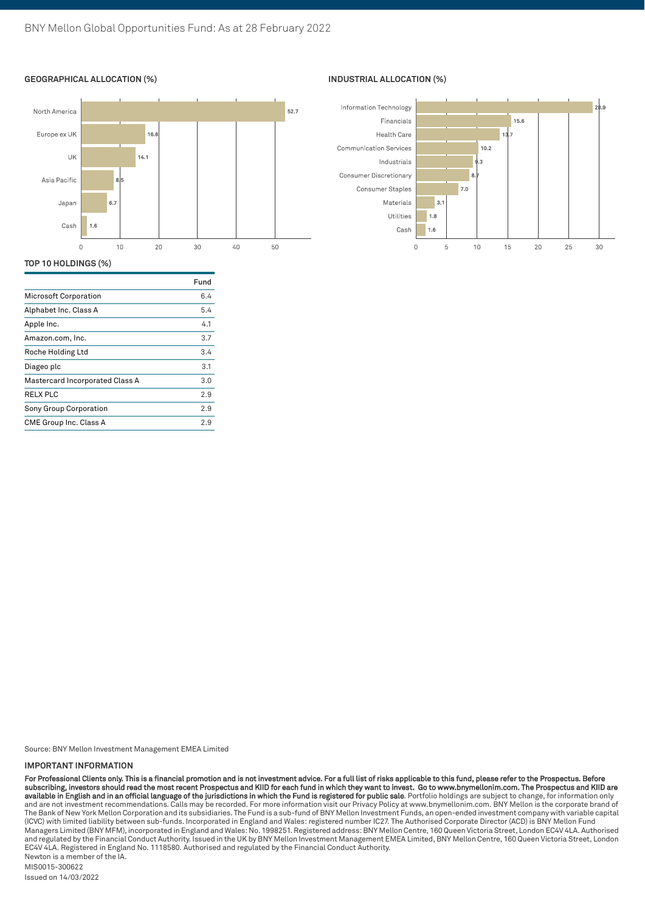BNY Mellon Global Opportunities Fund: As at 28 February 2022

### GEOGRAPHICAL ALLOCATION (%)

North America
Europe ex UK
UK
Asia Pacific
Japan
Cash

52.7
16.6
14.1
8.5
6.7
1.6

0
10
20
30
40
50

### INDUSTRIAL ALLOCATION (%)

Information Technology
Financials
Health Care
Communication Services
Industrials
Consumer Discretionary
Consumer Staples
Materials
Utilities
Cash

28.9
15.6
13.7
10.2
9.3
8.7
7.0
3.1
1.8
1.6

0
5
10
15
20
25
30

### TOP 10 HOLDINGS (%)

| | Fund |
|---|---|
| Microsoft Corporation | 6.4 |
| Alphabet Inc. Class A | 5.4 |
| Apple Inc. | 4.1 |
| Amazon.com, Inc. | 3.7 |
| Roche Holding Ltd | 3.4 |
| Diageo plc | 3.1 |
| Mastercard Incorporated Class A | 3.0 |
| RELX PLC | 2.9 |
| Sony Group Corporation | 2.9 |
| CME Group Inc. Class A | 2.9 |

Source: BNY Mellon Investment Management EMEA Limited

### IMPORTANT INFORMATION

**For Professional Clients only. This is a financial promotion and is not investment advice. For a full list of risks applicable to this fund, please refer to the Prospectus. Before subscribing, investors should read the most recent Prospectus and KIID for each fund in which they want to invest. Go to www.bnymellonim.com. The Prospectus and KIID are available in English and in an official language of the jurisdictions in which the Fund is registered for public sale**. Portfolio holdings are subject to change, for information only and are not investment recommendations. Calls may be recorded. For more information visit our Privacy Policy at www.bnymellonim.com. BNY Mellon is the corporate brand of The Bank of New York Mellon Corporation and its subsidiaries. The Fund is a sub-fund of BNY Mellon Investment Funds, an open-ended investment company with variable capital (ICVC) with limited liability between sub-funds. Incorporated in England and Wales: registered number IC27. The Authorised Corporate Director (ACD) is BNY Mellon Fund Managers Limited (BNY MFM), incorporated in England and Wales: No. 1998251. Registered address: BNY Mellon Centre, 160 Queen Victoria Street, London EC4V 4LA. Authorised and regulated by the Financial Conduct Authority. Issued in the UK by BNY Mellon Investment Management EMEA Limited, BNY Mellon Centre, 160 Queen Victoria Street, London EC4V 4LA. Registered in England No. 1118580. Authorised and regulated by the Financial Conduct Authority.

Newton is a member of the IA.

MIS0015-300622

Issued on 14/03/2022